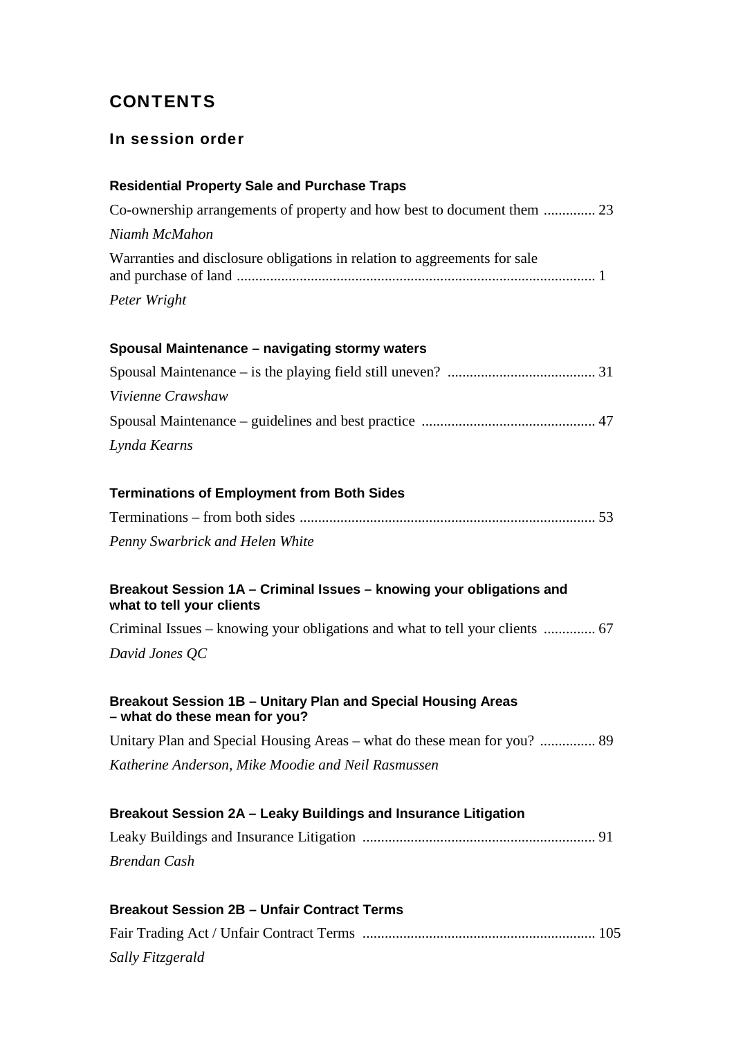# CONTENTS

## In session order

### Residential Property Sale and Purchase Traps

Co-ownership arrangements of property and how best to document them .............. 23

*Niamh McMahon*

Warranties and disclosure obligations in relation to aggreements for sale and purchase of land ................................................................................................ 1

*Peter Wright*

### Spousal Maintenance – navigating stormy waters

Spousal Maintenance – is the playing field still uneven? ........................................ 31

*Vivienne Crawshaw*

Spousal Maintenance – guidelines and best practice ............................................... 47

*Lynda Kearns*

### Terminations of Employment from Both Sides

Terminations – from both sides ................................................................................ 53

*Penny Swarbrick and Helen White*

### Breakout Session 1A – Criminal Issues – knowing your obligations and what to tell your clients

Criminal Issues – knowing your obligations and what to tell your clients .............. 67

*David Jones QC*

### Breakout Session 1B – Unitary Plan and Special Housing Areas – what do these mean for you?

Unitary Plan and Special Housing Areas – what do these mean for you? ............... 89

*Katherine Anderson, Mike Moodie and Neil Rasmussen*

### Breakout Session 2A – Leaky Buildings and Insurance Litigation

Leaky Buildings and Insurance Litigation ............................................................... 91

*Brendan Cash*

### Breakout Session 2B – Unfair Contract Terms

Fair Trading Act / Unfair Contract Terms ............................................................... 105

*Sally Fitzgerald*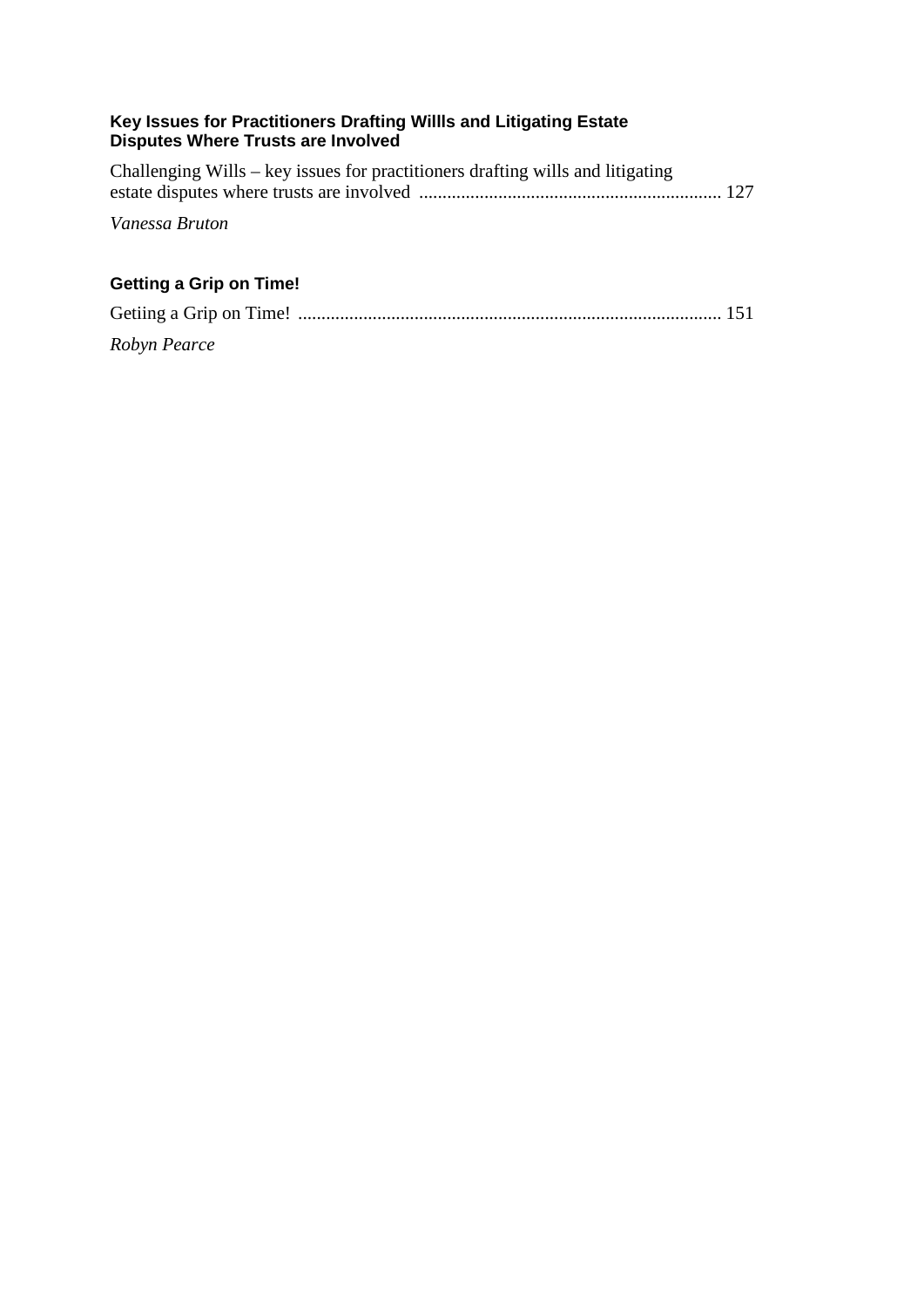### Key Issues for Practitioners Drafting Willls and Litigating Estate Disputes Where Trusts are Involved

Challenging Wills – key issues for practitioners drafting wills and litigating estate disputes where trusts are involved ................................................................ 127

*Vanessa Bruton*

### Getting a Grip on Time!

Getiing a Grip on Time! .......................................................................................... 151

*Robyn Pearce*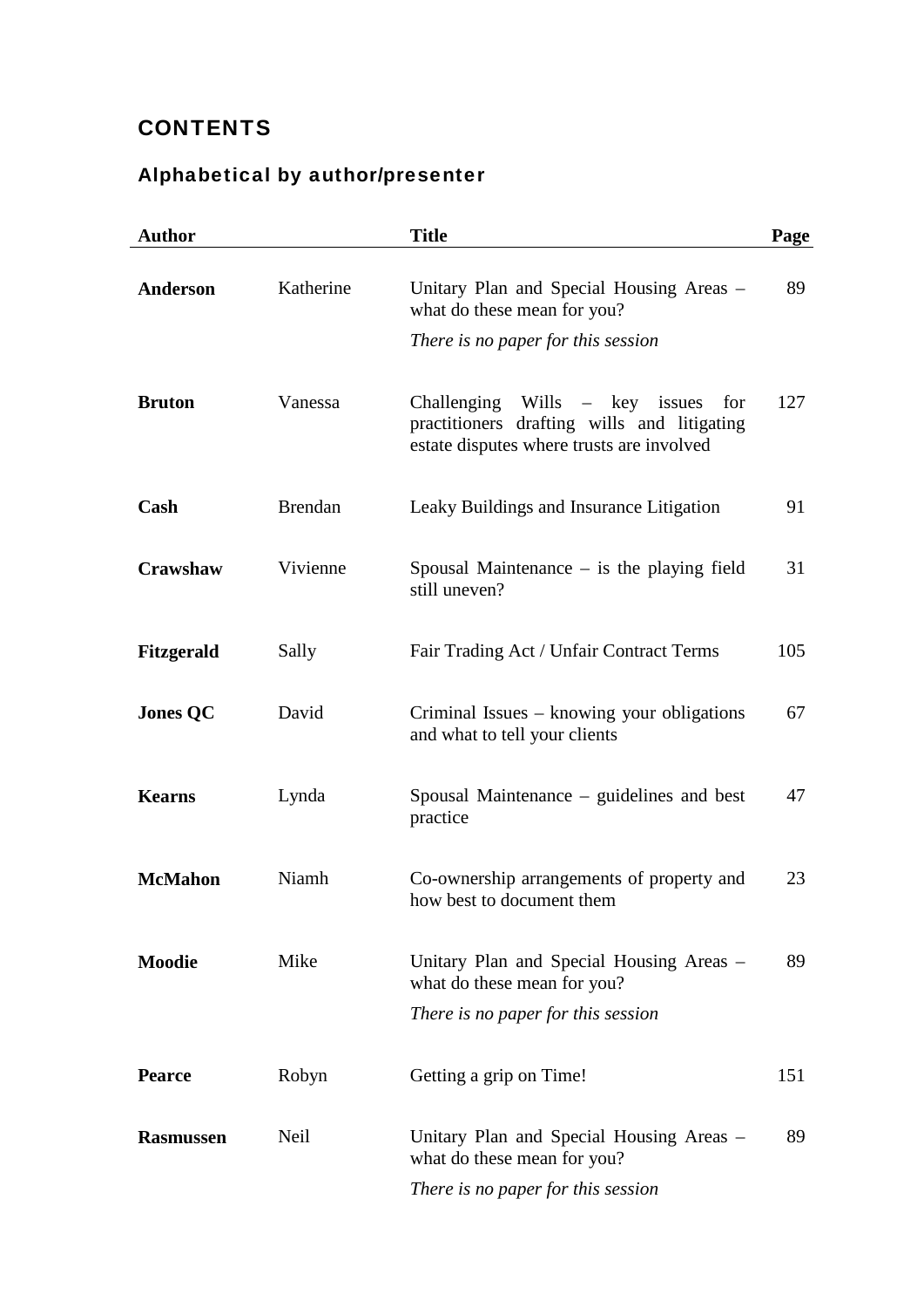## CONTENTS

### Alphabetical by author/presenter

| Author | | Title | Page |
|---|---|---|---|
| **Anderson** | Katherine | Unitary Plan and Special Housing Areas – what do these mean for you? *There is no paper for this session* | 89 |
| **Bruton** | Vanessa | Challenging Wills – key issues for practitioners drafting wills and litigating estate disputes where trusts are involved | 127 |
| **Cash** | Brendan | Leaky Buildings and Insurance Litigation | 91 |
| **Crawshaw** | Vivienne | Spousal Maintenance – is the playing field still uneven? | 31 |
| **Fitzgerald** | Sally | Fair Trading Act / Unfair Contract Terms | 105 |
| **Jones QC** | David | Criminal Issues – knowing your obligations and what to tell your clients | 67 |
| **Kearns** | Lynda | Spousal Maintenance – guidelines and best practice | 47 |
| **McMahon** | Niamh | Co-ownership arrangements of property and how best to document them | 23 |
| **Moodie** | Mike | Unitary Plan and Special Housing Areas – what do these mean for you? *There is no paper for this session* | 89 |
| **Pearce** | Robyn | Getting a grip on Time! | 151 |
| **Rasmussen** | Neil | Unitary Plan and Special Housing Areas – what do these mean for you? *There is no paper for this session* | 89 |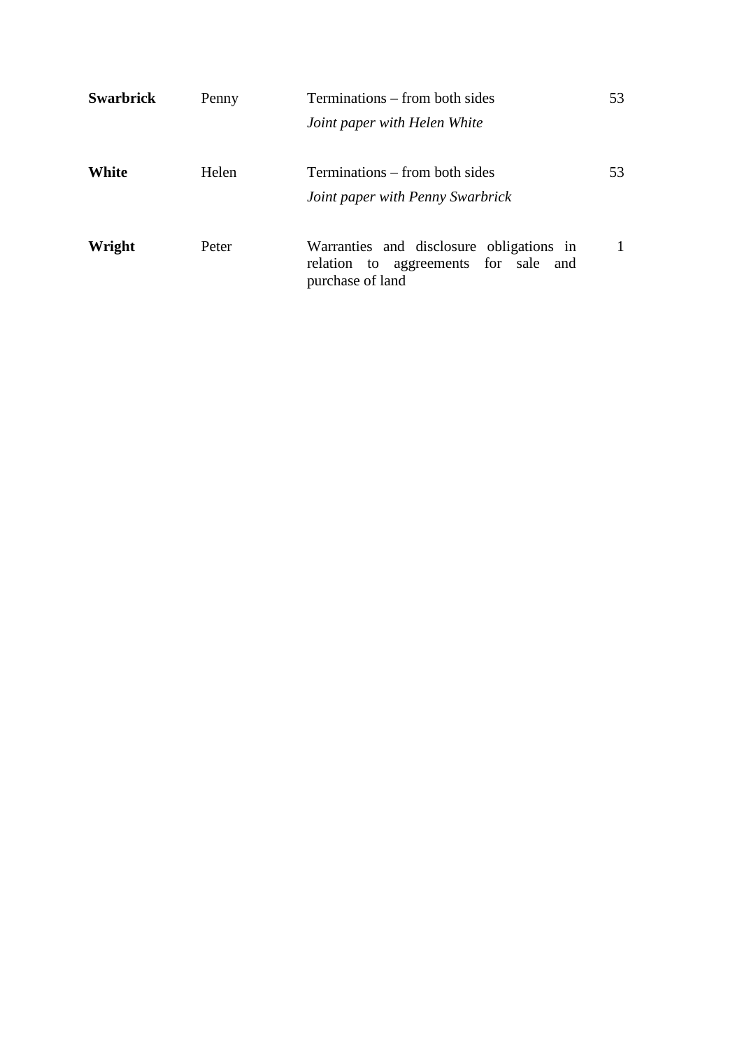| | | | |
|---|---|---|---|
| **Swarbrick** | Penny | Terminations – from both sides<br>*Joint paper with Helen White* | 53 |
| **White** | Helen | Terminations – from both sides<br>*Joint paper with Penny Swarbrick* | 53 |
| **Wright** | Peter | Warranties and disclosure obligations in relation to aggreements for sale and purchase of land | 1 |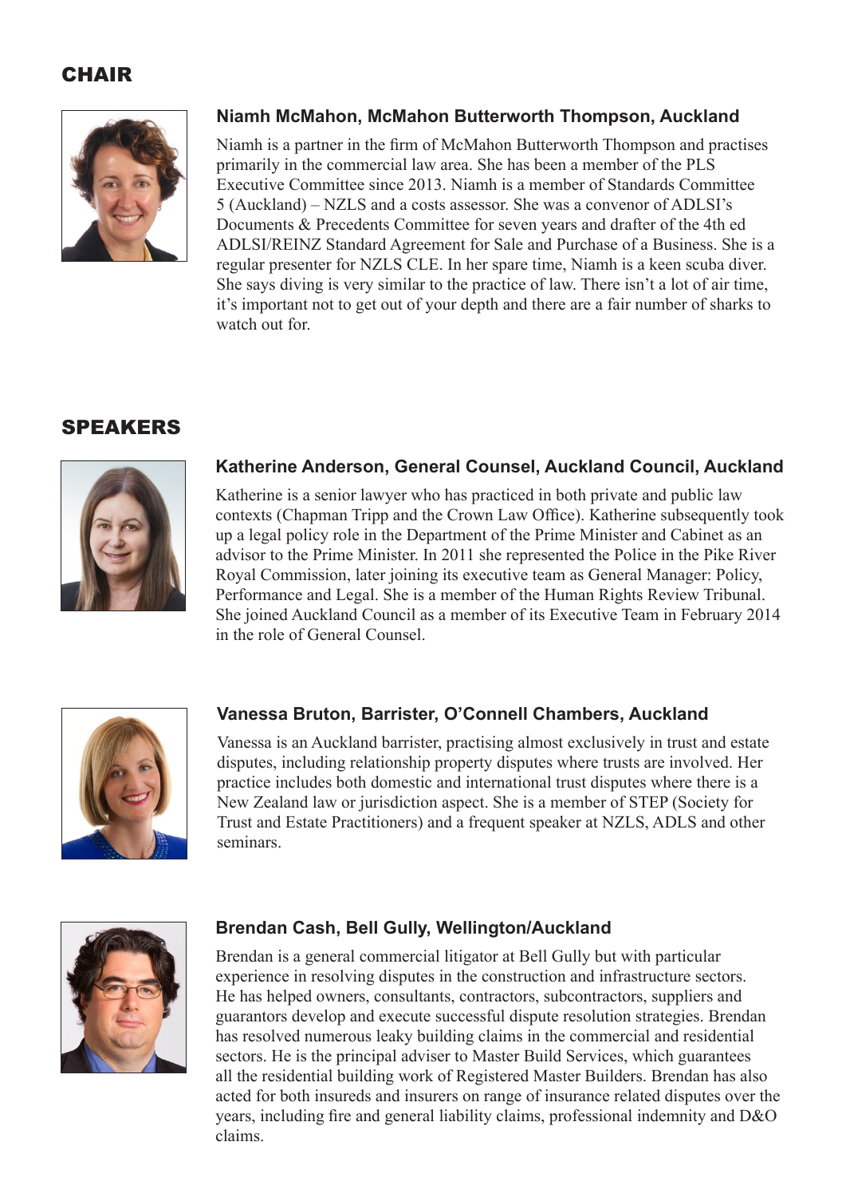## CHAIR

### Niamh McMahon, McMahon Butterworth Thompson, Auckland

Niamh is a partner in the firm of McMahon Butterworth Thompson and practises primarily in the commercial law area. She has been a member of the PLS Executive Committee since 2013. Niamh is a member of Standards Committee 5 (Auckland) – NZLS and a costs assessor. She was a convenor of ADLSI's Documents & Precedents Committee for seven years and drafter of the 4th ed ADLSI/REINZ Standard Agreement for Sale and Purchase of a Business. She is a regular presenter for NZLS CLE. In her spare time, Niamh is a keen scuba diver. She says diving is very similar to the practice of law. There isn't a lot of air time, it's important not to get out of your depth and there are a fair number of sharks to watch out for.

## SPEAKERS

### Katherine Anderson, General Counsel, Auckland Council, Auckland

Katherine is a senior lawyer who has practiced in both private and public law contexts (Chapman Tripp and the Crown Law Office). Katherine subsequently took up a legal policy role in the Department of the Prime Minister and Cabinet as an advisor to the Prime Minister. In 2011 she represented the Police in the Pike River Royal Commission, later joining its executive team as General Manager: Policy, Performance and Legal. She is a member of the Human Rights Review Tribunal. She joined Auckland Council as a member of its Executive Team in February 2014 in the role of General Counsel.

### Vanessa Bruton, Barrister, O'Connell Chambers, Auckland

Vanessa is an Auckland barrister, practising almost exclusively in trust and estate disputes, including relationship property disputes where trusts are involved. Her practice includes both domestic and international trust disputes where there is a New Zealand law or jurisdiction aspect. She is a member of STEP (Society for Trust and Estate Practitioners) and a frequent speaker at NZLS, ADLS and other seminars.

### Brendan Cash, Bell Gully, Wellington/Auckland

Brendan is a general commercial litigator at Bell Gully but with particular experience in resolving disputes in the construction and infrastructure sectors. He has helped owners, consultants, contractors, subcontractors, suppliers and guarantors develop and execute successful dispute resolution strategies. Brendan has resolved numerous leaky building claims in the commercial and residential sectors. He is the principal adviser to Master Build Services, which guarantees all the residential building work of Registered Master Builders. Brendan has also acted for both insureds and insurers on range of insurance related disputes over the years, including fire and general liability claims, professional indemnity and D&O claims.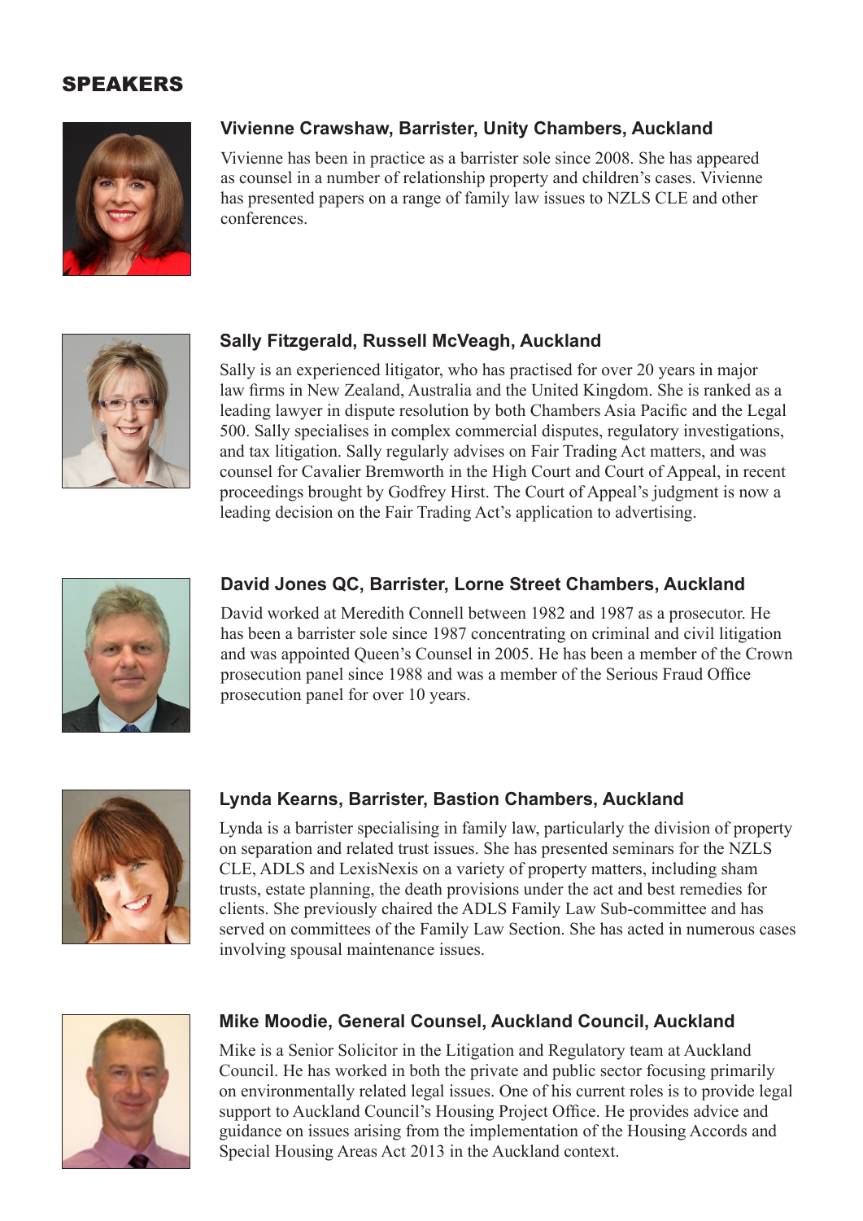# SPEAKERS

### Vivienne Crawshaw, Barrister, Unity Chambers, Auckland

Vivienne has been in practice as a barrister sole since 2008. She has appeared as counsel in a number of relationship property and children's cases. Vivienne has presented papers on a range of family law issues to NZLS CLE and other conferences.

### Sally Fitzgerald, Russell McVeagh, Auckland

Sally is an experienced litigator, who has practised for over 20 years in major law firms in New Zealand, Australia and the United Kingdom. She is ranked as a leading lawyer in dispute resolution by both Chambers Asia Pacific and the Legal 500. Sally specialises in complex commercial disputes, regulatory investigations, and tax litigation. Sally regularly advises on Fair Trading Act matters, and was counsel for Cavalier Bremworth in the High Court and Court of Appeal, in recent proceedings brought by Godfrey Hirst. The Court of Appeal's judgment is now a leading decision on the Fair Trading Act's application to advertising.

### David Jones QC, Barrister, Lorne Street Chambers, Auckland

David worked at Meredith Connell between 1982 and 1987 as a prosecutor. He has been a barrister sole since 1987 concentrating on criminal and civil litigation and was appointed Queen's Counsel in 2005. He has been a member of the Crown prosecution panel since 1988 and was a member of the Serious Fraud Office prosecution panel for over 10 years.

### Lynda Kearns, Barrister, Bastion Chambers, Auckland

Lynda is a barrister specialising in family law, particularly the division of property on separation and related trust issues. She has presented seminars for the NZLS CLE, ADLS and LexisNexis on a variety of property matters, including sham trusts, estate planning, the death provisions under the act and best remedies for clients. She previously chaired the ADLS Family Law Sub-committee and has served on committees of the Family Law Section. She has acted in numerous cases involving spousal maintenance issues.

### Mike Moodie, General Counsel, Auckland Council, Auckland

Mike is a Senior Solicitor in the Litigation and Regulatory team at Auckland Council. He has worked in both the private and public sector focusing primarily on environmentally related legal issues. One of his current roles is to provide legal support to Auckland Council's Housing Project Office. He provides advice and guidance on issues arising from the implementation of the Housing Accords and Special Housing Areas Act 2013 in the Auckland context.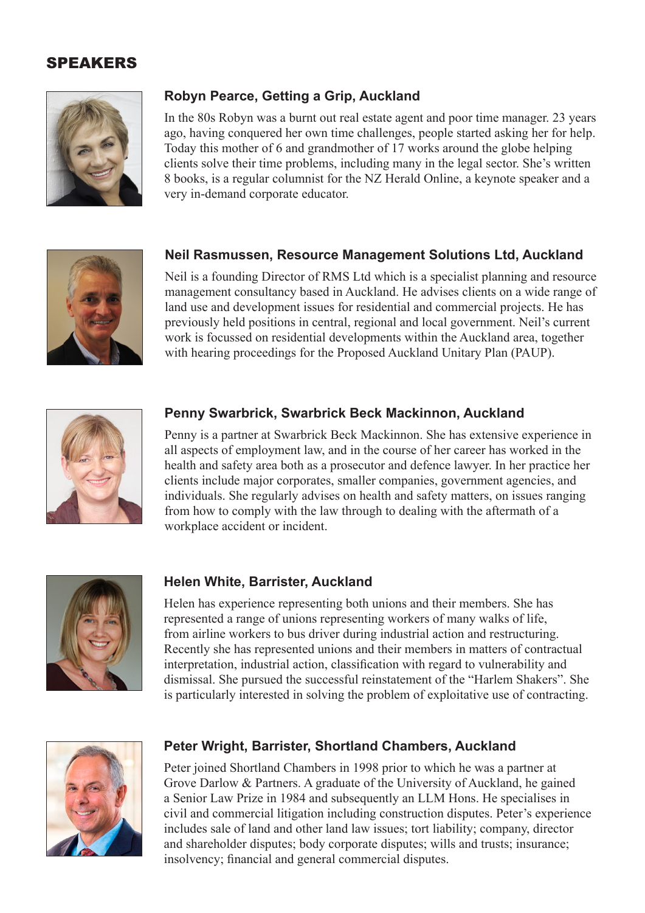## SPEAKERS

### Robyn Pearce, Getting a Grip, Auckland

In the 80s Robyn was a burnt out real estate agent and poor time manager. 23 years ago, having conquered her own time challenges, people started asking her for help. Today this mother of 6 and grandmother of 17 works around the globe helping clients solve their time problems, including many in the legal sector. She's written 8 books, is a regular columnist for the NZ Herald Online, a keynote speaker and a very in-demand corporate educator.

### Neil Rasmussen, Resource Management Solutions Ltd, Auckland

Neil is a founding Director of RMS Ltd which is a specialist planning and resource management consultancy based in Auckland. He advises clients on a wide range of land use and development issues for residential and commercial projects. He has previously held positions in central, regional and local government. Neil's current work is focussed on residential developments within the Auckland area, together with hearing proceedings for the Proposed Auckland Unitary Plan (PAUP).

### Penny Swarbrick, Swarbrick Beck Mackinnon, Auckland

Penny is a partner at Swarbrick Beck Mackinnon. She has extensive experience in all aspects of employment law, and in the course of her career has worked in the health and safety area both as a prosecutor and defence lawyer. In her practice her clients include major corporates, smaller companies, government agencies, and individuals. She regularly advises on health and safety matters, on issues ranging from how to comply with the law through to dealing with the aftermath of a workplace accident or incident.

### Helen White, Barrister, Auckland

Helen has experience representing both unions and their members. She has represented a range of unions representing workers of many walks of life, from airline workers to bus driver during industrial action and restructuring. Recently she has represented unions and their members in matters of contractual interpretation, industrial action, classification with regard to vulnerability and dismissal. She pursued the successful reinstatement of the "Harlem Shakers". She is particularly interested in solving the problem of exploitative use of contracting.

### Peter Wright, Barrister, Shortland Chambers, Auckland

Peter joined Shortland Chambers in 1998 prior to which he was a partner at Grove Darlow & Partners. A graduate of the University of Auckland, he gained a Senior Law Prize in 1984 and subsequently an LLM Hons. He specialises in civil and commercial litigation including construction disputes. Peter's experience includes sale of land and other land law issues; tort liability; company, director and shareholder disputes; body corporate disputes; wills and trusts; insurance; insolvency; financial and general commercial disputes.